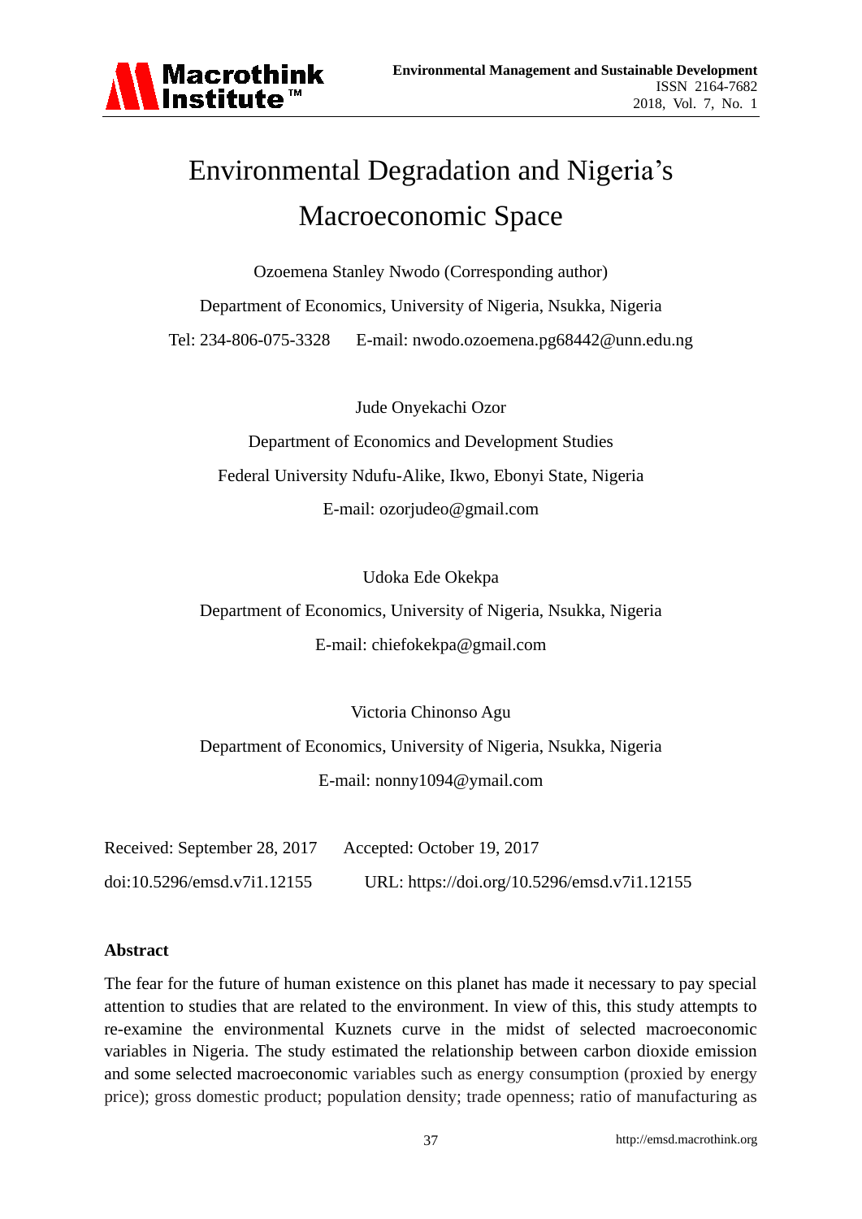# Environmental Degradation and Nigeria's Macroeconomic Space

Ozoemena Stanley Nwodo (Corresponding author)

Department of Economics, University of Nigeria, Nsukka, Nigeria

Tel: 234-806-075-3328 E-mail: nwodo.ozoemena.pg68442@unn.edu.ng

Jude Onyekachi Ozor

Department of Economics and Development Studies

Federal University Ndufu-Alike, Ikwo, Ebonyi State, Nigeria

E-mail: ozorjudeo@gmail.com

Udoka Ede Okekpa

Department of Economics, University of Nigeria, Nsukka, Nigeria

E-mail: chiefokekpa@gmail.com

Victoria Chinonso Agu

Department of Economics, University of Nigeria, Nsukka, Nigeria

E-mail: nonny1094@ymail.com

Received: September 28, 2017 Accepted: October 19, 2017

doi:10.5296/emsd.v7i1.12155 URL: https://doi.org/10.5296/emsd.v7i1.12155

## Abstract

The fear for the future of human existence on this planet has made it necessary to pay special attention to studies that are related to the environment. In view of this, this study attempts to re-examine the environmental Kuznets curve in the midst of selected macroeconomic variables in Nigeria. The study estimated the relationship between carbon dioxide emission and some selected macroeconomic variables such as energy consumption (proxied by energy price); gross domestic product; population density; trade openness; ratio of manufacturing as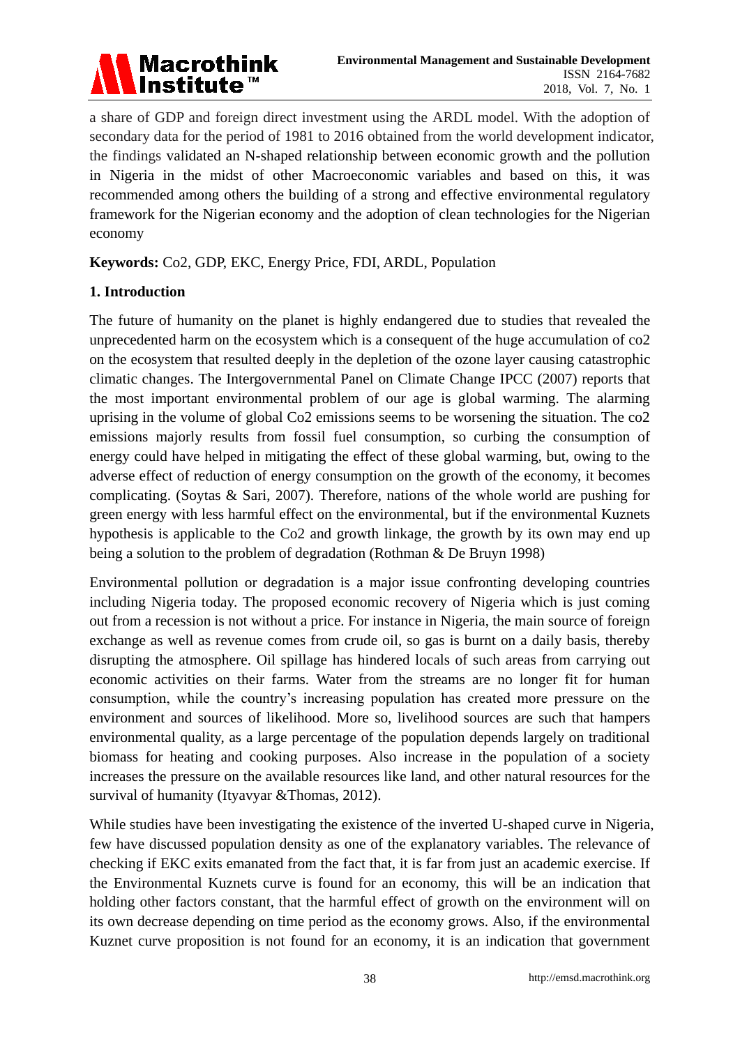a share of GDP and foreign direct investment using the ARDL model. With the adoption of secondary data for the period of 1981 to 2016 obtained from the world development indicator, the findings validated an N-shaped relationship between economic growth and the pollution in Nigeria in the midst of other Macroeconomic variables and based on this, it was recommended among others the building of a strong and effective environmental regulatory framework for the Nigerian economy and the adoption of clean technologies for the Nigerian economy

**Keywords:** Co2, GDP, EKC, Energy Price, FDI, ARDL, Population

## 1. Introduction

The future of humanity on the planet is highly endangered due to studies that revealed the unprecedented harm on the ecosystem which is a consequent of the huge accumulation of co2 on the ecosystem that resulted deeply in the depletion of the ozone layer causing catastrophic climatic changes. The Intergovernmental Panel on Climate Change IPCC (2007) reports that the most important environmental problem of our age is global warming. The alarming uprising in the volume of global Co2 emissions seems to be worsening the situation. The co2 emissions majorly results from fossil fuel consumption, so curbing the consumption of energy could have helped in mitigating the effect of these global warming, but, owing to the adverse effect of reduction of energy consumption on the growth of the economy, it becomes complicating. (Soytas & Sari, 2007). Therefore, nations of the whole world are pushing for green energy with less harmful effect on the environmental, but if the environmental Kuznets hypothesis is applicable to the Co2 and growth linkage, the growth by its own may end up being a solution to the problem of degradation (Rothman & De Bruyn 1998)

Environmental pollution or degradation is a major issue confronting developing countries including Nigeria today. The proposed economic recovery of Nigeria which is just coming out from a recession is not without a price. For instance in Nigeria, the main source of foreign exchange as well as revenue comes from crude oil, so gas is burnt on a daily basis, thereby disrupting the atmosphere. Oil spillage has hindered locals of such areas from carrying out economic activities on their farms. Water from the streams are no longer fit for human consumption, while the country's increasing population has created more pressure on the environment and sources of likelihood. More so, livelihood sources are such that hampers environmental quality, as a large percentage of the population depends largely on traditional biomass for heating and cooking purposes. Also increase in the population of a society increases the pressure on the available resources like land, and other natural resources for the survival of humanity (Ityavyar &Thomas, 2012).

While studies have been investigating the existence of the inverted U-shaped curve in Nigeria, few have discussed population density as one of the explanatory variables. The relevance of checking if EKC exits emanated from the fact that, it is far from just an academic exercise. If the Environmental Kuznets curve is found for an economy, this will be an indication that holding other factors constant, that the harmful effect of growth on the environment will on its own decrease depending on time period as the economy grows. Also, if the environmental Kuznet curve proposition is not found for an economy, it is an indication that government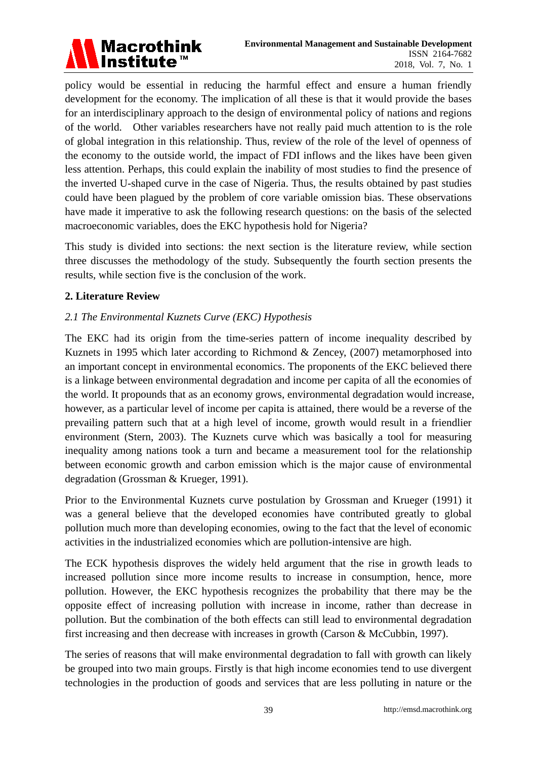policy would be essential in reducing the harmful effect and ensure a human friendly development for the economy. The implication of all these is that it would provide the bases for an interdisciplinary approach to the design of environmental policy of nations and regions of the world. Other variables researchers have not really paid much attention to is the role of global integration in this relationship. Thus, review of the role of the level of openness of the economy to the outside world, the impact of FDI inflows and the likes have been given less attention. Perhaps, this could explain the inability of most studies to find the presence of the inverted U-shaped curve in the case of Nigeria. Thus, the results obtained by past studies could have been plagued by the problem of core variable omission bias. These observations have made it imperative to ask the following research questions: on the basis of the selected macroeconomic variables, does the EKC hypothesis hold for Nigeria?

This study is divided into sections: the next section is the literature review, while section three discusses the methodology of the study. Subsequently the fourth section presents the results, while section five is the conclusion of the work.

## 2. Literature Review

### *2.1 The Environmental Kuznets Curve (EKC) Hypothesis*

The EKC had its origin from the time-series pattern of income inequality described by Kuznets in 1995 which later according to Richmond & Zencey, (2007) metamorphosed into an important concept in environmental economics. The proponents of the EKC believed there is a linkage between environmental degradation and income per capita of all the economies of the world. It propounds that as an economy grows, environmental degradation would increase, however, as a particular level of income per capita is attained, there would be a reverse of the prevailing pattern such that at a high level of income, growth would result in a friendlier environment (Stern, 2003). The Kuznets curve which was basically a tool for measuring inequality among nations took a turn and became a measurement tool for the relationship between economic growth and carbon emission which is the major cause of environmental degradation (Grossman & Krueger, 1991).

Prior to the Environmental Kuznets curve postulation by Grossman and Krueger (1991) it was a general believe that the developed economies have contributed greatly to global pollution much more than developing economies, owing to the fact that the level of economic activities in the industrialized economies which are pollution-intensive are high.

The ECK hypothesis disproves the widely held argument that the rise in growth leads to increased pollution since more income results to increase in consumption, hence, more pollution. However, the EKC hypothesis recognizes the probability that there may be the opposite effect of increasing pollution with increase in income, rather than decrease in pollution. But the combination of the both effects can still lead to environmental degradation first increasing and then decrease with increases in growth (Carson & McCubbin, 1997).

The series of reasons that will make environmental degradation to fall with growth can likely be grouped into two main groups. Firstly is that high income economies tend to use divergent technologies in the production of goods and services that are less polluting in nature or the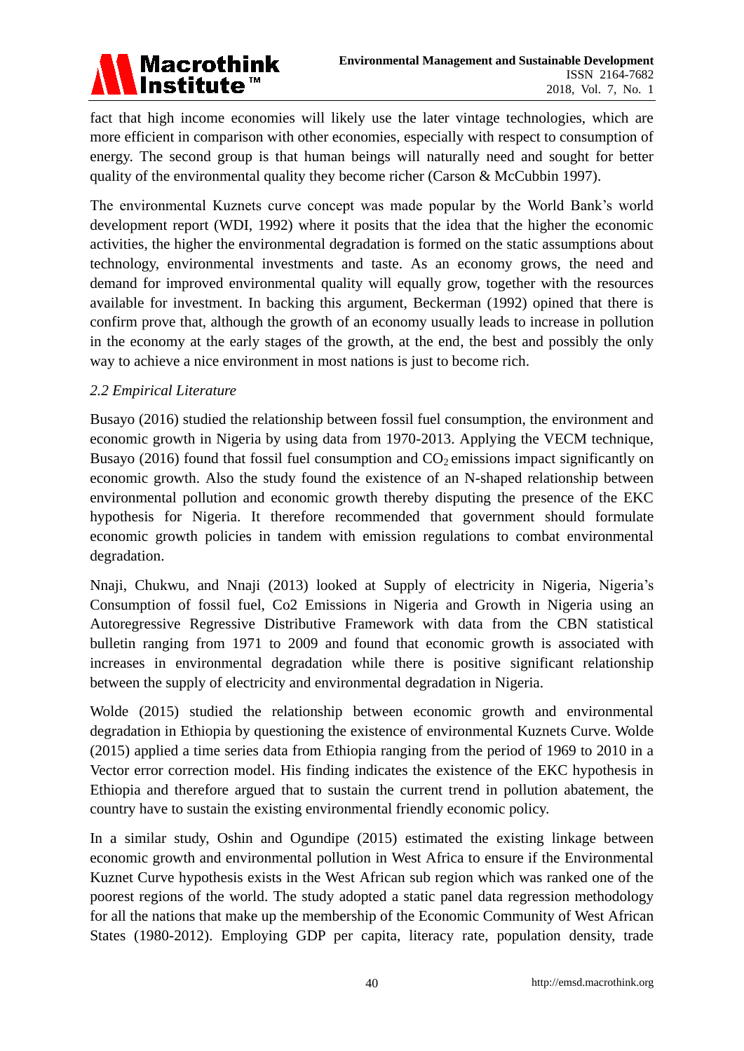fact that high income economies will likely use the later vintage technologies, which are more efficient in comparison with other economies, especially with respect to consumption of energy. The second group is that human beings will naturally need and sought for better quality of the environmental quality they become richer (Carson & McCubbin 1997).

The environmental Kuznets curve concept was made popular by the World Bank's world development report (WDI, 1992) where it posits that the idea that the higher the economic activities, the higher the environmental degradation is formed on the static assumptions about technology, environmental investments and taste. As an economy grows, the need and demand for improved environmental quality will equally grow, together with the resources available for investment. In backing this argument, Beckerman (1992) opined that there is confirm prove that, although the growth of an economy usually leads to increase in pollution in the economy at the early stages of the growth, at the end, the best and possibly the only way to achieve a nice environment in most nations is just to become rich.

### *2.2 Empirical Literature*

Busayo (2016) studied the relationship between fossil fuel consumption, the environment and economic growth in Nigeria by using data from 1970-2013. Applying the VECM technique, Busayo (2016) found that fossil fuel consumption and $CO_2$ emissions impact significantly on economic growth. Also the study found the existence of an N-shaped relationship between environmental pollution and economic growth thereby disputing the presence of the EKC hypothesis for Nigeria. It therefore recommended that government should formulate economic growth policies in tandem with emission regulations to combat environmental degradation.

Nnaji, Chukwu, and Nnaji (2013) looked at Supply of electricity in Nigeria, Nigeria's Consumption of fossil fuel, Co2 Emissions in Nigeria and Growth in Nigeria using an Autoregressive Regressive Distributive Framework with data from the CBN statistical bulletin ranging from 1971 to 2009 and found that economic growth is associated with increases in environmental degradation while there is positive significant relationship between the supply of electricity and environmental degradation in Nigeria.

Wolde (2015) studied the relationship between economic growth and environmental degradation in Ethiopia by questioning the existence of environmental Kuznets Curve. Wolde (2015) applied a time series data from Ethiopia ranging from the period of 1969 to 2010 in a Vector error correction model. His finding indicates the existence of the EKC hypothesis in Ethiopia and therefore argued that to sustain the current trend in pollution abatement, the country have to sustain the existing environmental friendly economic policy.

In a similar study, Oshin and Ogundipe (2015) estimated the existing linkage between economic growth and environmental pollution in West Africa to ensure if the Environmental Kuznet Curve hypothesis exists in the West African sub region which was ranked one of the poorest regions of the world. The study adopted a static panel data regression methodology for all the nations that make up the membership of the Economic Community of West African States (1980-2012). Employing GDP per capita, literacy rate, population density, trade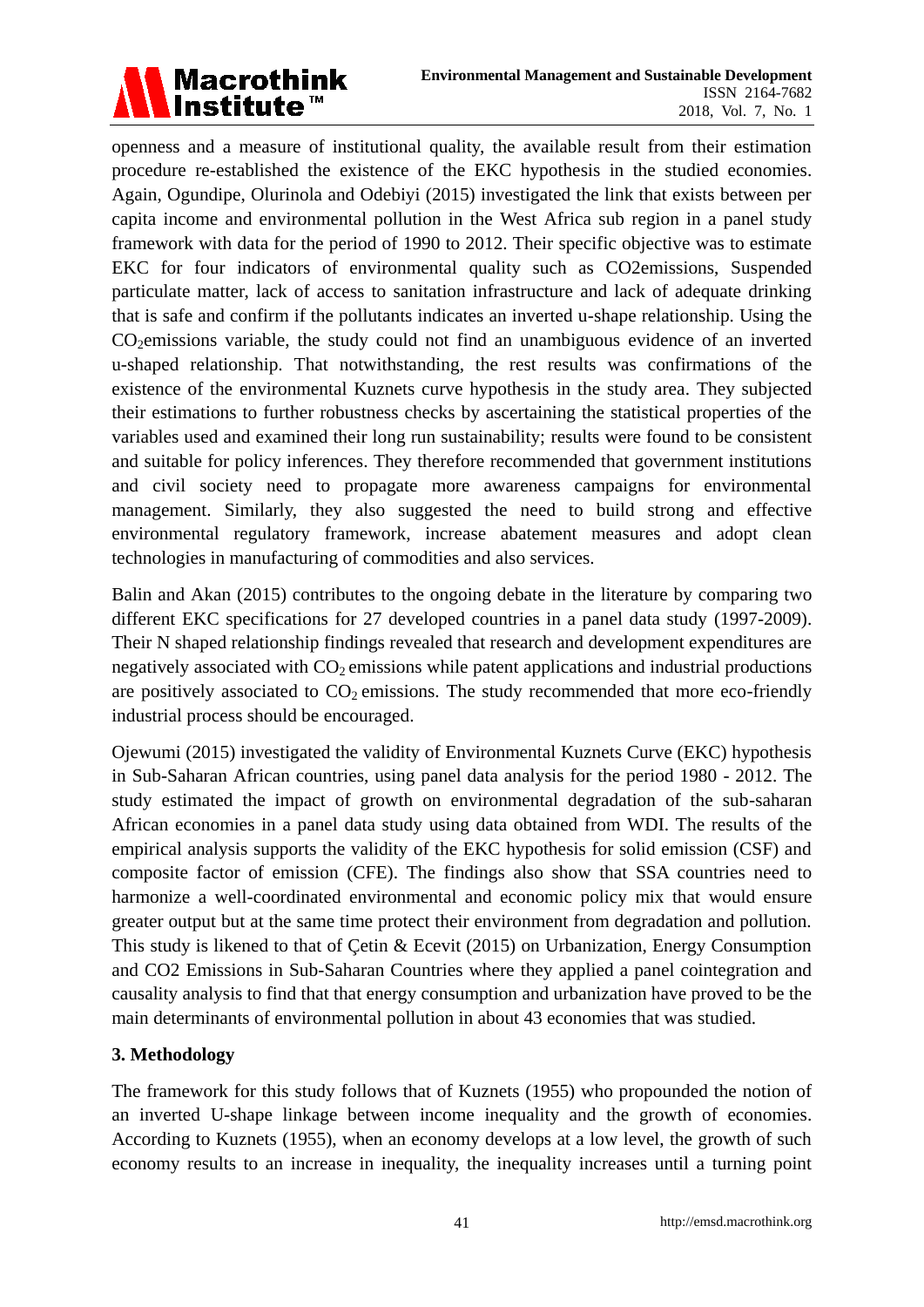openness and a measure of institutional quality, the available result from their estimation procedure re-established the existence of the EKC hypothesis in the studied economies. Again, Ogundipe, Olurinola and Odebiyi (2015) investigated the link that exists between per capita income and environmental pollution in the West Africa sub region in a panel study framework with data for the period of 1990 to 2012. Their specific objective was to estimate EKC for four indicators of environmental quality such as CO2emissions, Suspended particulate matter, lack of access to sanitation infrastructure and lack of adequate drinking that is safe and confirm if the pollutants indicates an inverted u-shape relationship. Using the $CO_2$emissions variable, the study could not find an unambiguous evidence of an inverted u-shaped relationship. That notwithstanding, the rest results was confirmations of the existence of the environmental Kuznets curve hypothesis in the study area. They subjected their estimations to further robustness checks by ascertaining the statistical properties of the variables used and examined their long run sustainability; results were found to be consistent and suitable for policy inferences. They therefore recommended that government institutions and civil society need to propagate more awareness campaigns for environmental management. Similarly, they also suggested the need to build strong and effective environmental regulatory framework, increase abatement measures and adopt clean technologies in manufacturing of commodities and also services.

Balin and Akan (2015) contributes to the ongoing debate in the literature by comparing two different EKC specifications for 27 developed countries in a panel data study (1997-2009). Their N shaped relationship findings revealed that research and development expenditures are negatively associated with $CO_2$ emissions while patent applications and industrial productions are positively associated to $CO_2$ emissions. The study recommended that more eco-friendly industrial process should be encouraged.

Ojewumi (2015) investigated the validity of Environmental Kuznets Curve (EKC) hypothesis in Sub-Saharan African countries, using panel data analysis for the period 1980 - 2012. The study estimated the impact of growth on environmental degradation of the sub-saharan African economies in a panel data study using data obtained from WDI. The results of the empirical analysis supports the validity of the EKC hypothesis for solid emission (CSF) and composite factor of emission (CFE). The findings also show that SSA countries need to harmonize a well-coordinated environmental and economic policy mix that would ensure greater output but at the same time protect their environment from degradation and pollution. This study is likened to that of Çetin & Ecevit (2015) on Urbanization, Energy Consumption and CO2 Emissions in Sub-Saharan Countries where they applied a panel cointegration and causality analysis to find that that energy consumption and urbanization have proved to be the main determinants of environmental pollution in about 43 economies that was studied.

## 3. Methodology

The framework for this study follows that of Kuznets (1955) who propounded the notion of an inverted U-shape linkage between income inequality and the growth of economies. According to Kuznets (1955), when an economy develops at a low level, the growth of such economy results to an increase in inequality, the inequality increases until a turning point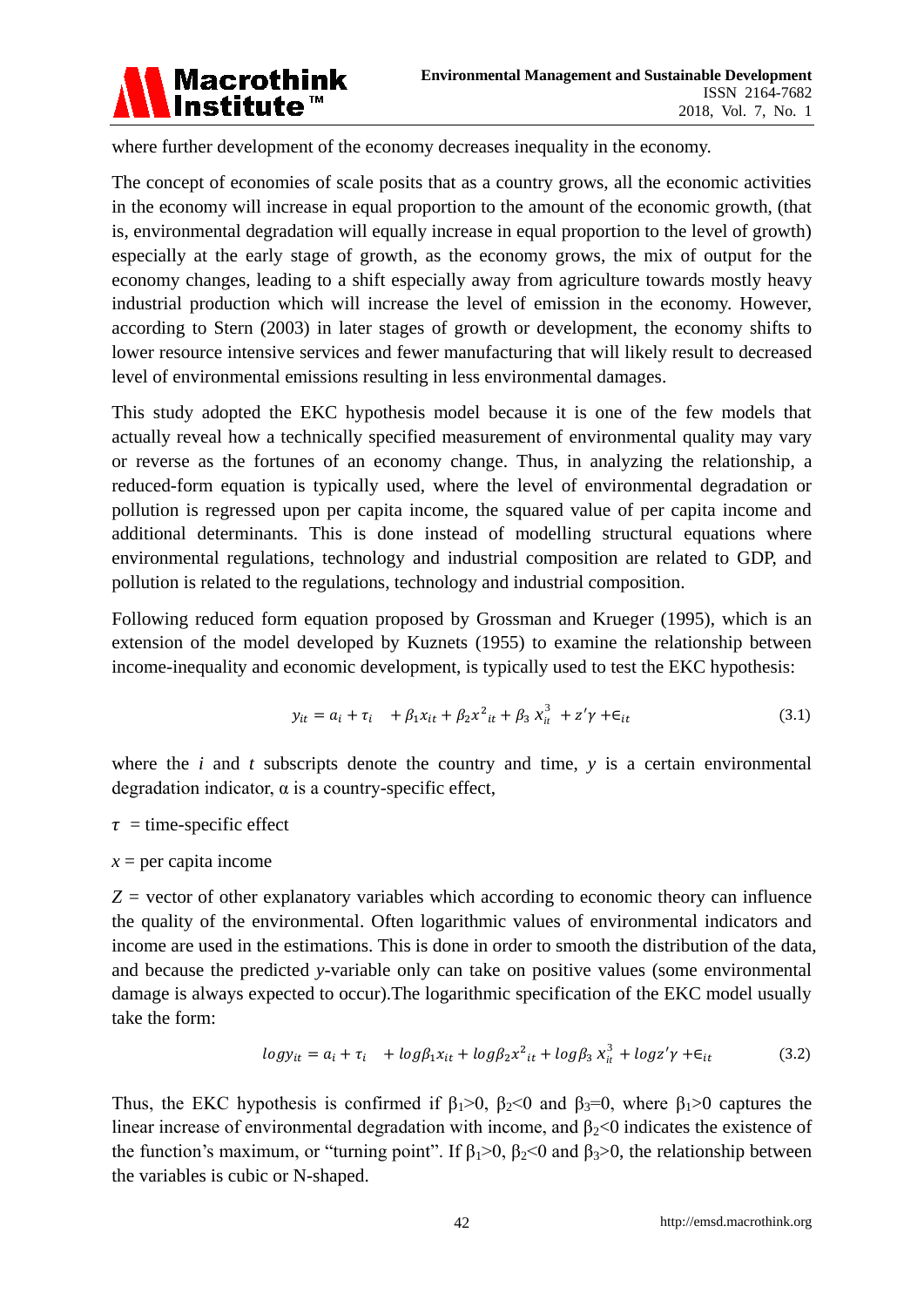where further development of the economy decreases inequality in the economy.

The concept of economies of scale posits that as a country grows, all the economic activities in the economy will increase in equal proportion to the amount of the economic growth, (that is, environmental degradation will equally increase in equal proportion to the level of growth) especially at the early stage of growth, as the economy grows, the mix of output for the economy changes, leading to a shift especially away from agriculture towards mostly heavy industrial production which will increase the level of emission in the economy. However, according to Stern (2003) in later stages of growth or development, the economy shifts to lower resource intensive services and fewer manufacturing that will likely result to decreased level of environmental emissions resulting in less environmental damages.

This study adopted the EKC hypothesis model because it is one of the few models that actually reveal how a technically specified measurement of environmental quality may vary or reverse as the fortunes of an economy change. Thus, in analyzing the relationship, a reduced-form equation is typically used, where the level of environmental degradation or pollution is regressed upon per capita income, the squared value of per capita income and additional determinants. This is done instead of modelling structural equations where environmental regulations, technology and industrial composition are related to GDP, and pollution is related to the regulations, technology and industrial composition.

Following reduced form equation proposed by Grossman and Krueger (1995), which is an extension of the model developed by Kuznets (1955) to examine the relationship between income-inequality and economic development, is typically used to test the EKC hypothesis:

$$y_{it} = a_i + \tau_i \quad + \beta_1 x_{it} + \beta_2 x^2{}_{it} + \beta_3\, x^3_{it} \; + z'\gamma + \epsilon_{it} \tag{3.1}$$

where the $i$ and $t$ subscripts denote the country and time, $y$ is a certain environmental degradation indicator, α is a country-specific effect,

$\tau$ = time-specific effect

$x$ = per capita income

$Z$ = vector of other explanatory variables which according to economic theory can influence the quality of the environmental. Often logarithmic values of environmental indicators and income are used in the estimations. This is done in order to smooth the distribution of the data, and because the predicted $y$-variable only can take on positive values (some environmental damage is always expected to occur).The logarithmic specification of the EKC model usually take the form:

$$log y_{it} = a_i + \tau_i \quad + log\beta_1 x_{it} + log\beta_2 x^2{}_{it} + log\beta_3\, x^3_{it} + log z'\gamma + \epsilon_{it} \tag{3.2}$$

Thus, the EKC hypothesis is confirmed if $\beta_1>0$, $\beta_2<0$ and $\beta_3=0$, where $\beta_1>0$ captures the linear increase of environmental degradation with income, and $\beta_2<0$ indicates the existence of the function's maximum, or "turning point". If $\beta_1>0$, $\beta_2<0$ and $\beta_3>0$, the relationship between the variables is cubic or N-shaped.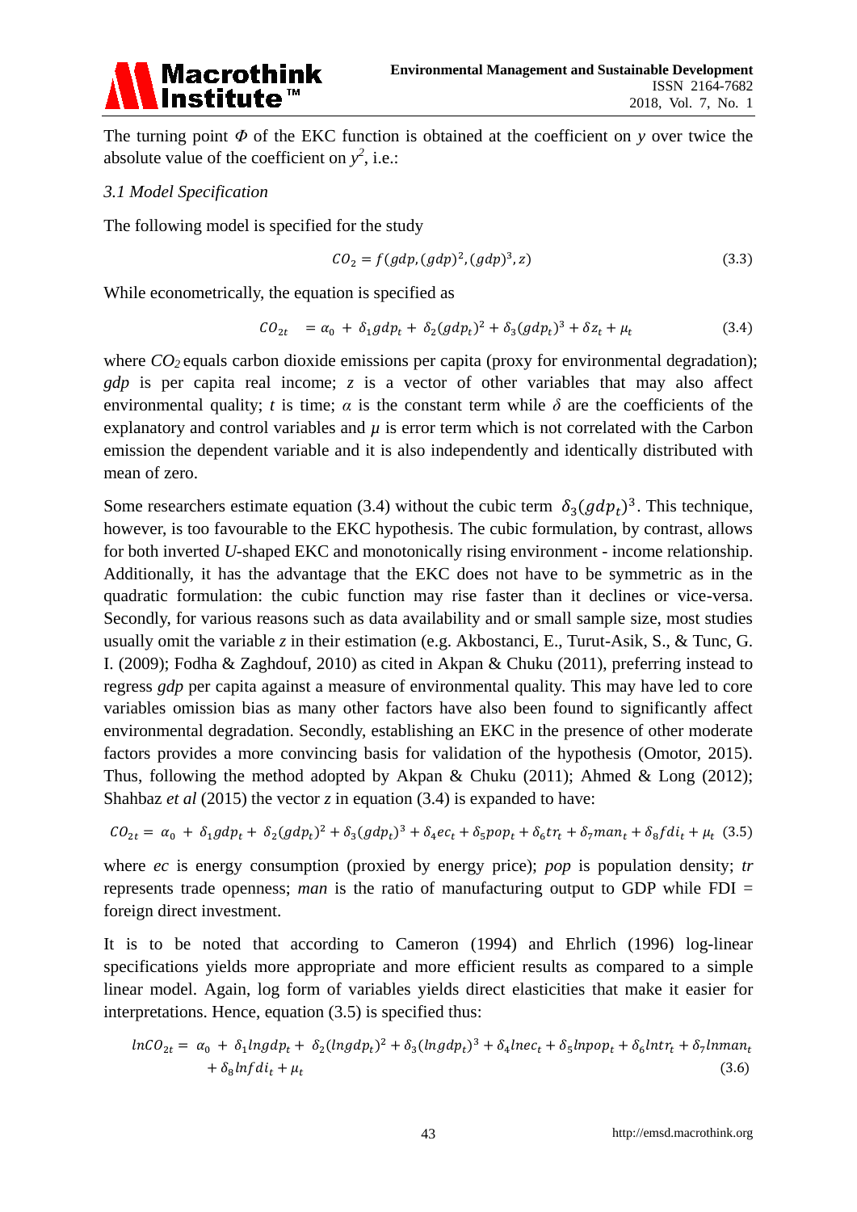The turning point $\Phi$ of the EKC function is obtained at the coefficient on $y$ over twice the absolute value of the coefficient on $y^2$, i.e.:

### *3.1 Model Specification*

The following model is specified for the study

$$CO_2 = f(gdp, (gdp)^2, (gdp)^3, z) \tag{3.3}$$

While econometrically, the equation is specified as

$$CO_{2t} \quad = \alpha_0 \; + \; \delta_1 gdp_t + \; \delta_2 (gdp_t)^2 + \delta_3 (gdp_t)^3 + \delta z_t + \mu_t \tag{3.4}$$

where $CO_2$ equals carbon dioxide emissions per capita (proxy for environmental degradation); *gdp* is per capita real income; *z* is a vector of other variables that may also affect environmental quality; *t* is time; $\alpha$ is the constant term while $\delta$ are the coefficients of the explanatory and control variables and $\mu$ is error term which is not correlated with the Carbon emission the dependent variable and it is also independently and identically distributed with mean of zero.

Some researchers estimate equation (3.4) without the cubic term $\delta_3(gdp_t)^3$. This technique, however, is too favourable to the EKC hypothesis. The cubic formulation, by contrast, allows for both inverted *U*-shaped EKC and monotonically rising environment - income relationship. Additionally, it has the advantage that the EKC does not have to be symmetric as in the quadratic formulation: the cubic function may rise faster than it declines or vice-versa. Secondly, for various reasons such as data availability and or small sample size, most studies usually omit the variable *z* in their estimation (e.g. Akbostanci, E., Turut-Asik, S., & Tunc, G. I. (2009); Fodha & Zaghdouf, 2010) as cited in Akpan & Chuku (2011), preferring instead to regress *gdp* per capita against a measure of environmental quality. This may have led to core variables omission bias as many other factors have also been found to significantly affect environmental degradation. Secondly, establishing an EKC in the presence of other moderate factors provides a more convincing basis for validation of the hypothesis (Omotor, 2015). Thus, following the method adopted by Akpan & Chuku (2011); Ahmed & Long (2012); Shahbaz *et al* (2015) the vector *z* in equation (3.4) is expanded to have:

$$CO_{2t} = \alpha_0 \; + \; \delta_1 gdp_t + \; \delta_2 (gdp_t)^2 + \delta_3 (gdp_t)^3 + \delta_4 ec_t + \delta_5 pop_t + \delta_6 tr_t + \delta_7 man_t + \delta_8 fdi_t + \mu_t \tag{3.5}$$

where *ec* is energy consumption (proxied by energy price); *pop* is population density; *tr* represents trade openness; *man* is the ratio of manufacturing output to GDP while FDI = foreign direct investment.

It is to be noted that according to Cameron (1994) and Ehrlich (1996) log-linear specifications yields more appropriate and more efficient results as compared to a simple linear model. Again, log form of variables yields direct elasticities that make it easier for interpretations. Hence, equation (3.5) is specified thus:

$$lnCO_{2t} = \alpha_0 \; + \; \delta_1 lngdp_t + \; \delta_2 (lngdp_t)^2 + \delta_3 (lngdp_t)^3 + \delta_4 lnec_t + \delta_5 lnpop_t + \delta_6 lntr_t + \delta_7 lnman_t + \delta_8 lnfdi_t + \mu_t \tag{3.6}$$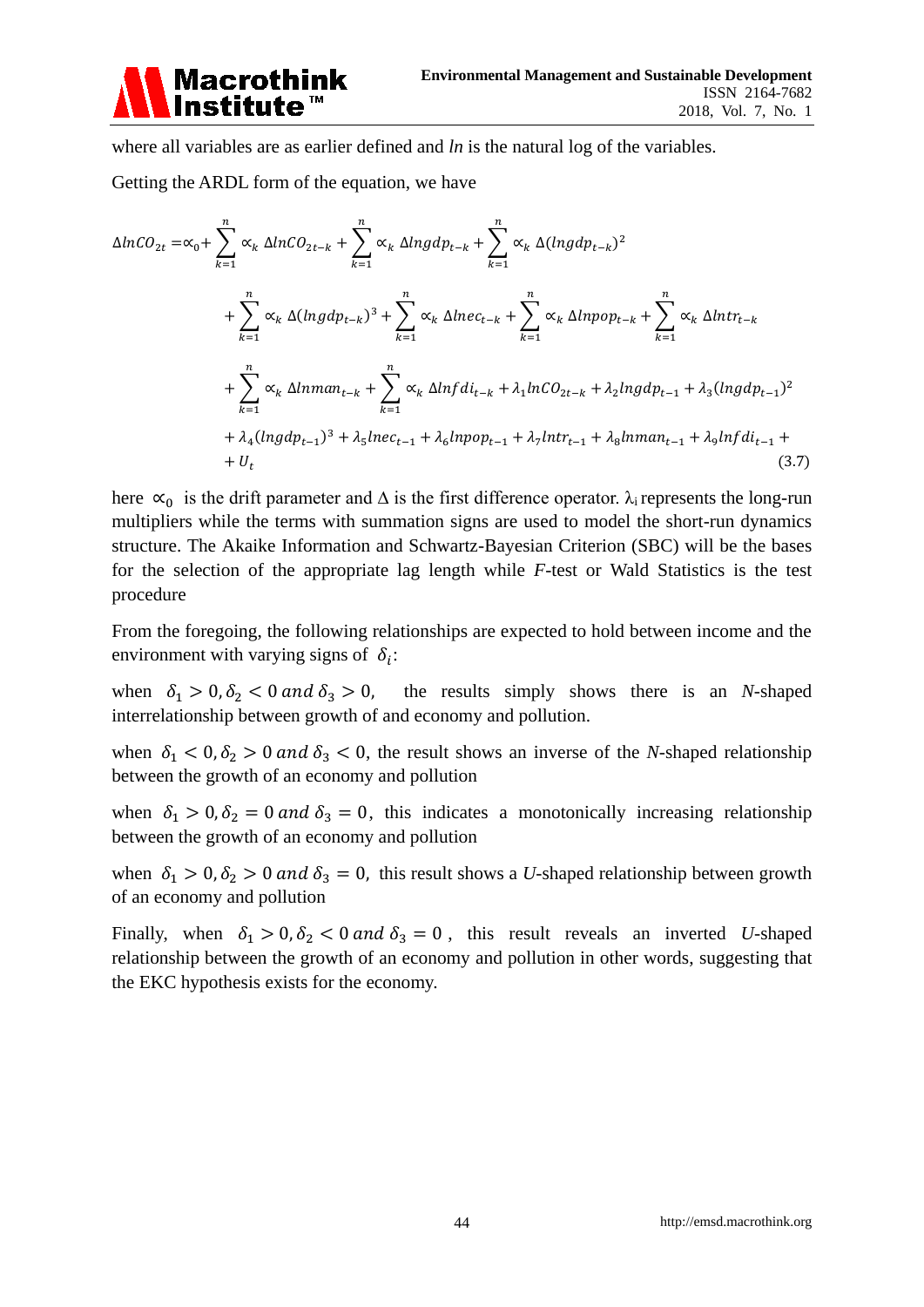where all variables are as earlier defined and *ln* is the natural log of the variables.

Getting the ARDL form of the equation, we have

$$
\begin{aligned}
\Delta lnCO_{2t} =& \propto_0 + \sum_{k=1}^{n} \propto_k \Delta lnCO_{2t-k} + \sum_{k=1}^{n} \propto_k \Delta lngdp_{t-k} + \sum_{k=1}^{n} \propto_k \Delta (lngdp_{t-k})^2 \\
& + \sum_{k=1}^{n} \propto_k \Delta (lngdp_{t-k})^3 + \sum_{k=1}^{n} \propto_k \Delta lnec_{t-k} + \sum_{k=1}^{n} \propto_k \Delta lnpop_{t-k} + \sum_{k=1}^{n} \propto_k \Delta lntr_{t-k} \\
& + \sum_{k=1}^{n} \propto_k \Delta lnman_{t-k} + \sum_{k=1}^{n} \propto_k \Delta lnfdi_{t-k} + \lambda_1 lnCO_{2t-k} + \lambda_2 lngdp_{t-1} + \lambda_3 (lngdp_{t-1})^2 \\
& + \lambda_4 (lngdp_{t-1})^3 + \lambda_5 lnec_{t-1} + \lambda_6 lnpop_{t-1} + \lambda_7 lntr_{t-1} + \lambda_8 lnman_{t-1} + \lambda_9 lnfdi_{t-1} + \\
& + U_t
\end{aligned}
\tag{3.7}
$$

here $\propto_0$ is the drift parameter and $\Delta$ is the first difference operator. $\lambda_i$ represents the long-run multipliers while the terms with summation signs are used to model the short-run dynamics structure. The Akaike Information and Schwartz-Bayesian Criterion (SBC) will be the bases for the selection of the appropriate lag length while *F*-test or Wald Statistics is the test procedure

From the foregoing, the following relationships are expected to hold between income and the environment with varying signs of $\delta_i$:

when $\delta_1 > 0, \delta_2 < 0$ *and* $\delta_3 > 0$, the results simply shows there is an *N*-shaped interrelationship between growth of and economy and pollution.

when $\delta_1 < 0, \delta_2 > 0$ *and* $\delta_3 < 0$, the result shows an inverse of the *N*-shaped relationship between the growth of an economy and pollution

when $\delta_1 > 0, \delta_2 = 0$ *and* $\delta_3 = 0$, this indicates a monotonically increasing relationship between the growth of an economy and pollution

when $\delta_1 > 0, \delta_2 > 0$ *and* $\delta_3 = 0$, this result shows a *U*-shaped relationship between growth of an economy and pollution

Finally, when $\delta_1 > 0, \delta_2 < 0$ *and* $\delta_3 = 0$, this result reveals an inverted *U*-shaped relationship between the growth of an economy and pollution in other words, suggesting that the EKC hypothesis exists for the economy.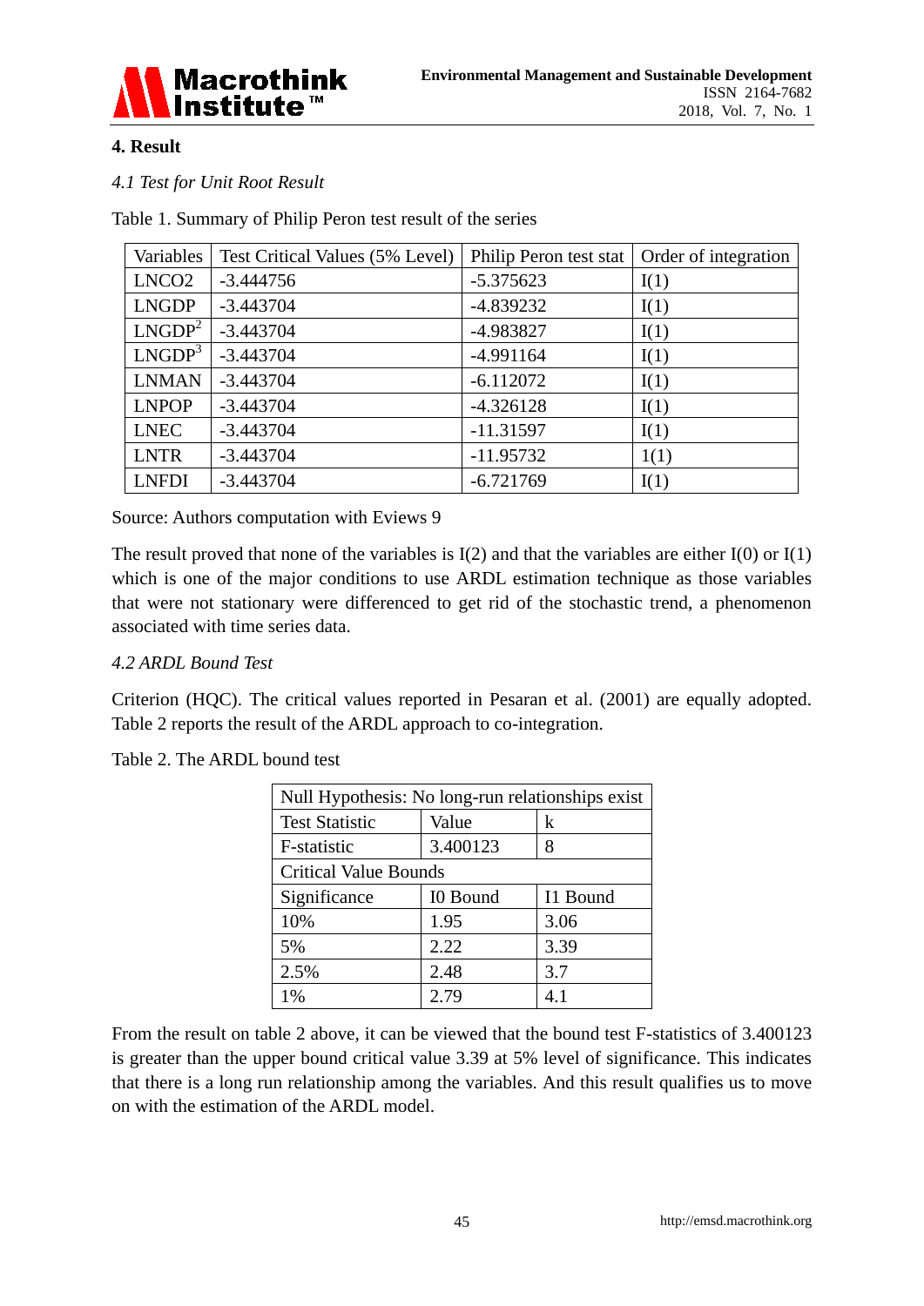## 4. Result

### *4.1 Test for Unit Root Result*

Table 1. Summary of Philip Peron test result of the series

| Variables | Test Critical Values (5% Level) | Philip Peron test stat | Order of integration |
|---|---|---|---|
| LNCO2 | -3.444756 | -5.375623 | I(1) |
| LNGDP | -3.443704 | -4.839232 | I(1) |
| $LNGDP^2$ | -3.443704 | -4.983827 | I(1) |
| $LNGDP^3$ | -3.443704 | -4.991164 | I(1) |
| LNMAN | -3.443704 | -6.112072 | I(1) |
| LNPOP | -3.443704 | -4.326128 | I(1) |
| LNEC | -3.443704 | -11.31597 | I(1) |
| LNTR | -3.443704 | -11.95732 | 1(1) |
| LNFDI | -3.443704 | -6.721769 | I(1) |

Source: Authors computation with Eviews 9

The result proved that none of the variables is I(2) and that the variables are either I(0) or I(1) which is one of the major conditions to use ARDL estimation technique as those variables that were not stationary were differenced to get rid of the stochastic trend, a phenomenon associated with time series data.

### *4.2 ARDL Bound Test*

Criterion (HQC). The critical values reported in Pesaran et al. (2001) are equally adopted. Table 2 reports the result of the ARDL approach to co-integration.

Table 2. The ARDL bound test

| Null Hypothesis: No long-run relationships exist | | |
|---|---|---|
| Test Statistic | Value | k |
| F-statistic | 3.400123 | 8 |
| Critical Value Bounds | | |
| Significance | I0 Bound | I1 Bound |
| 10% | 1.95 | 3.06 |
| 5% | 2.22 | 3.39 |
| 2.5% | 2.48 | 3.7 |
| 1% | 2.79 | 4.1 |

From the result on table 2 above, it can be viewed that the bound test F-statistics of 3.400123 is greater than the upper bound critical value 3.39 at 5% level of significance. This indicates that there is a long run relationship among the variables. And this result qualifies us to move on with the estimation of the ARDL model.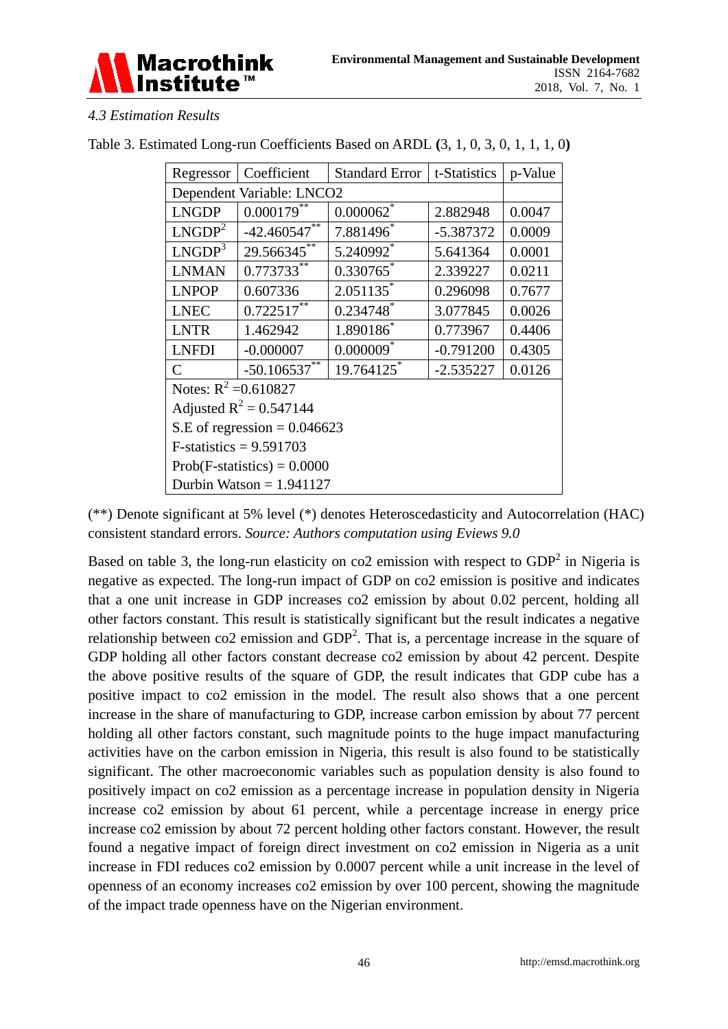### 4.3 Estimation Results

Table 3. Estimated Long-run Coefficients Based on ARDL **(**3, 1, 0, 3, 0, 1, 1, 1, 0**)**

| Regressor | Coefficient | Standard Error | t-Statistics | p-Value |
|---|---|---|---|---|
| Dependent Variable: LNCO2 | | | | |
| LNGDP | 0.000179** | 0.000062* | 2.882948 | 0.0047 |
| $LNGDP^2$ | -42.460547** | 7.881496* | -5.387372 | 0.0009 |
| $LNGDP^3$ | 29.566345** | 5.240992* | 5.641364 | 0.0001 |
| LNMAN | 0.773733** | 0.330765* | 2.339227 | 0.0211 |
| LNPOP | 0.607336 | 2.051135* | 0.296098 | 0.7677 |
| LNEC | 0.722517** | 0.234748* | 3.077845 | 0.0026 |
| LNTR | 1.462942 | 1.890186* | 0.773967 | 0.4406 |
| LNFDI | -0.000007 | 0.000009* | -0.791200 | 0.4305 |
| C | -50.106537** | 19.764125* | -2.535227 | 0.0126 |
| Notes: $R^2$ =0.610827 | | | | |
| Adjusted $R^2$ = 0.547144 | | | | |
| S.E of regression = 0.046623 | | | | |
| F-statistics = 9.591703 | | | | |
| Prob(F-statistics) = 0.0000 | | | | |
| Durbin Watson = 1.941127 | | | | |

(**) Denote significant at 5% level (*) denotes Heteroscedasticity and Autocorrelation (HAC) consistent standard errors. *Source: Authors computation using Eviews 9.0*

Based on table 3, the long-run elasticity on co2 emission with respect to $GDP^2$ in Nigeria is negative as expected. The long-run impact of GDP on co2 emission is positive and indicates that a one unit increase in GDP increases co2 emission by about 0.02 percent, holding all other factors constant. This result is statistically significant but the result indicates a negative relationship between co2 emission and $GDP^2$. That is, a percentage increase in the square of GDP holding all other factors constant decrease co2 emission by about 42 percent. Despite the above positive results of the square of GDP, the result indicates that GDP cube has a positive impact to co2 emission in the model. The result also shows that a one percent increase in the share of manufacturing to GDP, increase carbon emission by about 77 percent holding all other factors constant, such magnitude points to the huge impact manufacturing activities have on the carbon emission in Nigeria, this result is also found to be statistically significant. The other macroeconomic variables such as population density is also found to positively impact on co2 emission as a percentage increase in population density in Nigeria increase co2 emission by about 61 percent, while a percentage increase in energy price increase co2 emission by about 72 percent holding other factors constant. However, the result found a negative impact of foreign direct investment on co2 emission in Nigeria as a unit increase in FDI reduces co2 emission by 0.0007 percent while a unit increase in the level of openness of an economy increases co2 emission by over 100 percent, showing the magnitude of the impact trade openness have on the Nigerian environment.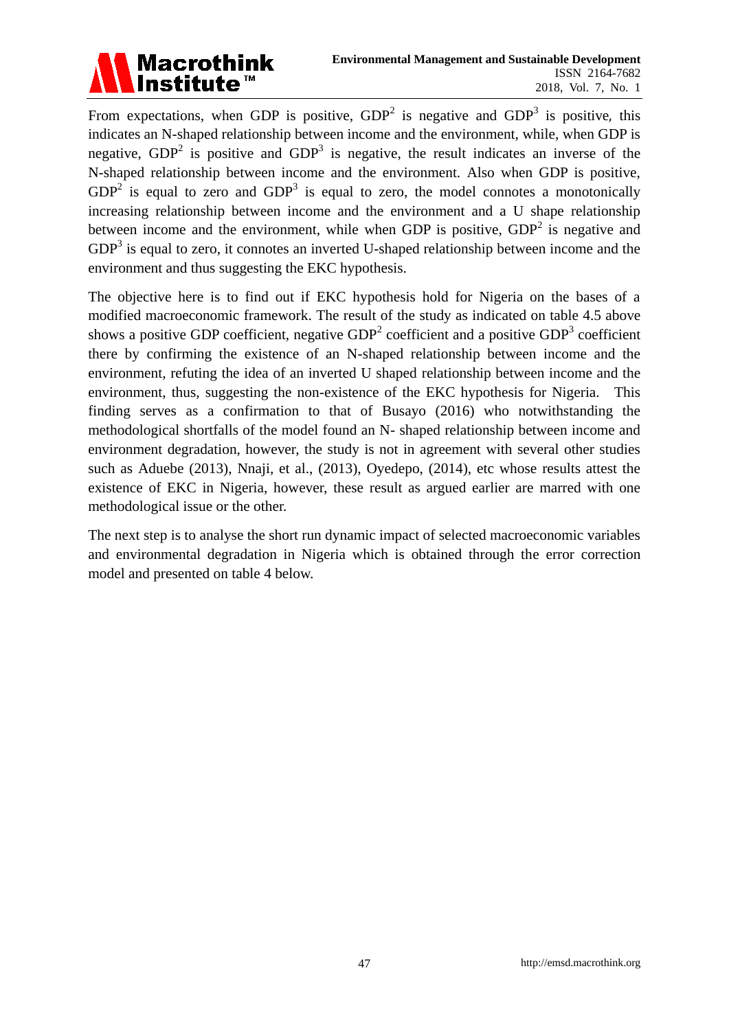From expectations, when GDP is positive, $GDP^2$ is negative and $GDP^3$ is positive, this indicates an N-shaped relationship between income and the environment, while, when GDP is negative, $GDP^2$ is positive and $GDP^3$ is negative, the result indicates an inverse of the N-shaped relationship between income and the environment. Also when GDP is positive, $GDP^2$ is equal to zero and $GDP^3$ is equal to zero, the model connotes a monotonically increasing relationship between income and the environment and a U shape relationship between income and the environment, while when GDP is positive, $GDP^2$ is negative and $GDP^3$ is equal to zero, it connotes an inverted U-shaped relationship between income and the environment and thus suggesting the EKC hypothesis.

The objective here is to find out if EKC hypothesis hold for Nigeria on the bases of a modified macroeconomic framework. The result of the study as indicated on table 4.5 above shows a positive GDP coefficient, negative $GDP^2$ coefficient and a positive $GDP^3$ coefficient there by confirming the existence of an N-shaped relationship between income and the environment, refuting the idea of an inverted U shaped relationship between income and the environment, thus, suggesting the non-existence of the EKC hypothesis for Nigeria. This finding serves as a confirmation to that of Busayo (2016) who notwithstanding the methodological shortfalls of the model found an N- shaped relationship between income and environment degradation, however, the study is not in agreement with several other studies such as Aduebe (2013), Nnaji, et al., (2013), Oyedepo, (2014), etc whose results attest the existence of EKC in Nigeria, however, these result as argued earlier are marred with one methodological issue or the other.

The next step is to analyse the short run dynamic impact of selected macroeconomic variables and environmental degradation in Nigeria which is obtained through the error correction model and presented on table 4 below.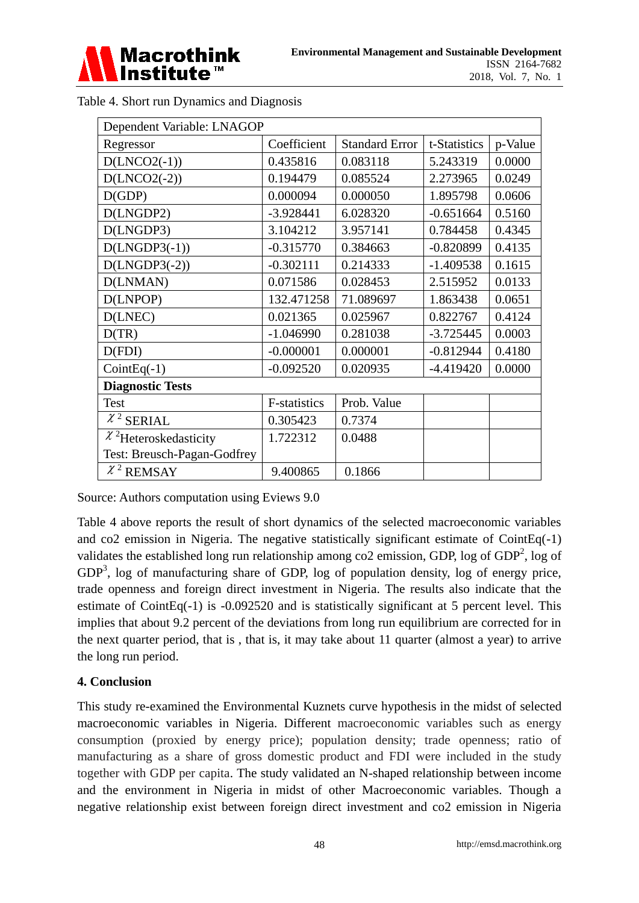Table 4. Short run Dynamics and Diagnosis

| Dependent Variable: LNAGOP | | | | |
|---|---|---|---|---|
| Regressor | Coefficient | Standard Error | t-Statistics | p-Value |
| D(LNCO2(-1)) | 0.435816 | 0.083118 | 5.243319 | 0.0000 |
| D(LNCO2(-2)) | 0.194479 | 0.085524 | 2.273965 | 0.0249 |
| D(GDP) | 0.000094 | 0.000050 | 1.895798 | 0.0606 |
| D(LNGDP2) | -3.928441 | 6.028320 | -0.651664 | 0.5160 |
| D(LNGDP3) | 3.104212 | 3.957141 | 0.784458 | 0.4345 |
| D(LNGDP3(-1)) | -0.315770 | 0.384663 | -0.820899 | 0.4135 |
| D(LNGDP3(-2)) | -0.302111 | 0.214333 | -1.409538 | 0.1615 |
| D(LNMAN) | 0.071586 | 0.028453 | 2.515952 | 0.0133 |
| D(LNPOP) | 132.471258 | 71.089697 | 1.863438 | 0.0651 |
| D(LNEC) | 0.021365 | 0.025967 | 0.822767 | 0.4124 |
| D(TR) | -1.046990 | 0.281038 | -3.725445 | 0.0003 |
| D(FDI) | -0.000001 | 0.000001 | -0.812944 | 0.4180 |
| CointEq(-1) | -0.092520 | 0.020935 | -4.419420 | 0.0000 |
| **Diagnostic Tests** | | | | |
| Test | F-statistics | Prob. Value | | |
| $\chi^2$ SERIAL | 0.305423 | 0.7374 | | |
| $\chi^2$Heteroskedasticity Test: Breusch-Pagan-Godfrey | 1.722312 | 0.0488 | | |
| $\chi^2$ REMSAY | 9.400865 | 0.1866 | | |

Source: Authors computation using Eviews 9.0

Table 4 above reports the result of short dynamics of the selected macroeconomic variables and co2 emission in Nigeria. The negative statistically significant estimate of CointEq(-1) validates the established long run relationship among co2 emission, GDP, log of GDP$^2$, log of GDP$^3$, log of manufacturing share of GDP, log of population density, log of energy price, trade openness and foreign direct investment in Nigeria. The results also indicate that the estimate of CointEq(-1) is -0.092520 and is statistically significant at 5 percent level. This implies that about 9.2 percent of the deviations from long run equilibrium are corrected for in the next quarter period, that is , that is, it may take about 11 quarter (almost a year) to arrive the long run period.

## 4. Conclusion

This study re-examined the Environmental Kuznets curve hypothesis in the midst of selected macroeconomic variables in Nigeria. Different macroeconomic variables such as energy consumption (proxied by energy price); population density; trade openness; ratio of manufacturing as a share of gross domestic product and FDI were included in the study together with GDP per capita. The study validated an N-shaped relationship between income and the environment in Nigeria in midst of other Macroeconomic variables. Though a negative relationship exist between foreign direct investment and co2 emission in Nigeria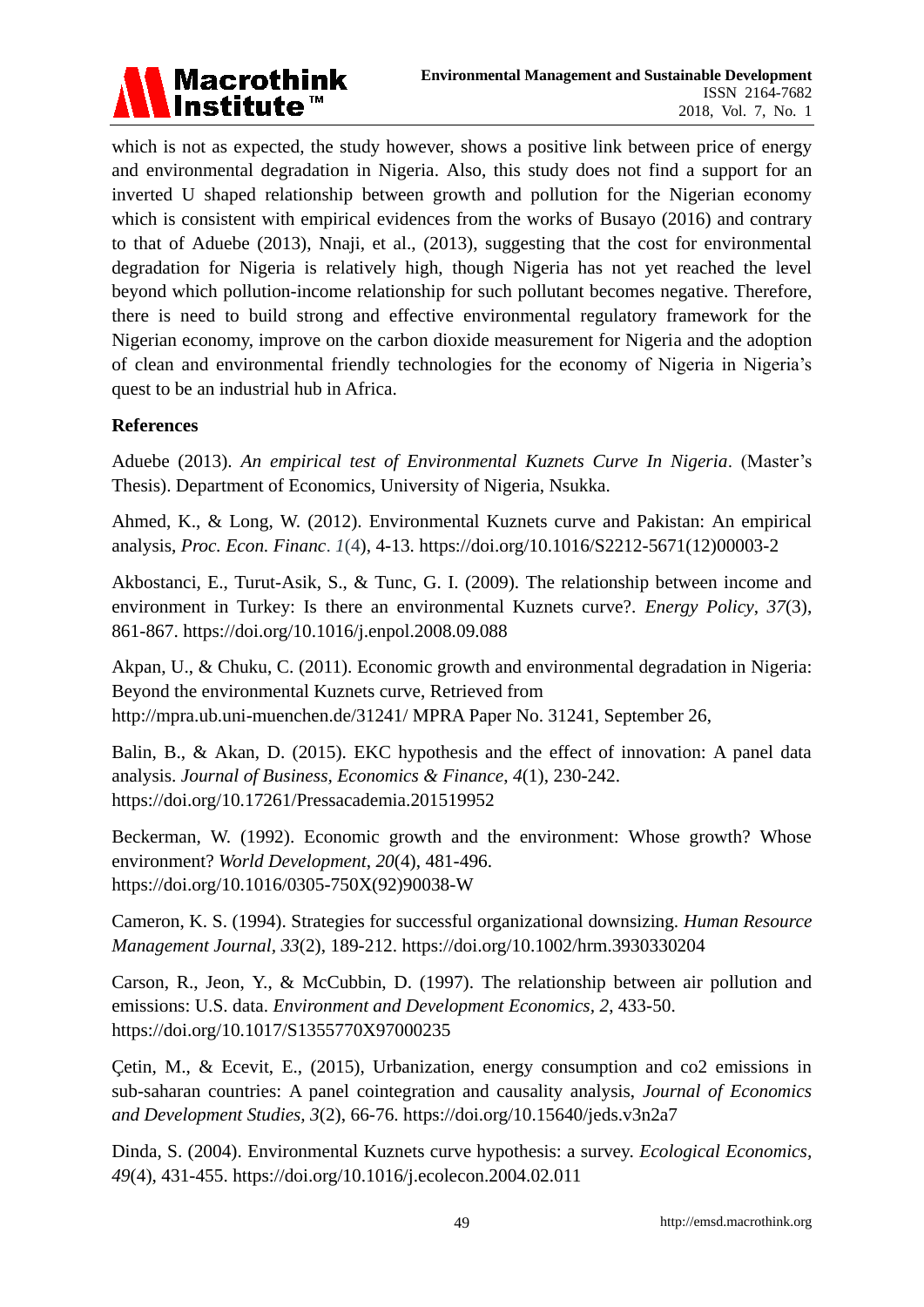which is not as expected, the study however, shows a positive link between price of energy and environmental degradation in Nigeria. Also, this study does not find a support for an inverted U shaped relationship between growth and pollution for the Nigerian economy which is consistent with empirical evidences from the works of Busayo (2016) and contrary to that of Aduebe (2013), Nnaji, et al., (2013), suggesting that the cost for environmental degradation for Nigeria is relatively high, though Nigeria has not yet reached the level beyond which pollution-income relationship for such pollutant becomes negative. Therefore, there is need to build strong and effective environmental regulatory framework for the Nigerian economy, improve on the carbon dioxide measurement for Nigeria and the adoption of clean and environmental friendly technologies for the economy of Nigeria in Nigeria's quest to be an industrial hub in Africa.

## References

Aduebe (2013). *An empirical test of Environmental Kuznets Curve In Nigeria*. (Master's Thesis). Department of Economics, University of Nigeria, Nsukka.

Ahmed, K., & Long, W. (2012). Environmental Kuznets curve and Pakistan: An empirical analysis, *Proc. Econ. Financ*. *1*(4), 4-13. https://doi.org/10.1016/S2212-5671(12)00003-2

Akbostanci, E., Turut-Asik, S., & Tunc, G. I. (2009). The relationship between income and environment in Turkey: Is there an environmental Kuznets curve?. *Energy Policy*, *37*(3), 861-867. https://doi.org/10.1016/j.enpol.2008.09.088

Akpan, U., & Chuku, C. (2011). Economic growth and environmental degradation in Nigeria: Beyond the environmental Kuznets curve, Retrieved from http://mpra.ub.uni-muenchen.de/31241/ MPRA Paper No. 31241, September 26,

Balin, B., & Akan, D. (2015). EKC hypothesis and the effect of innovation: A panel data analysis. *Journal of Business, Economics & Finance*, *4*(1), 230-242. https://doi.org/10.17261/Pressacademia.201519952

Beckerman, W. (1992). Economic growth and the environment: Whose growth? Whose environment? *World Development*, *20*(4), 481-496. https://doi.org/10.1016/0305-750X(92)90038-W

Cameron, K. S. (1994). Strategies for successful organizational downsizing. *Human Resource Management Journal*, *33*(2), 189-212. https://doi.org/10.1002/hrm.3930330204

Carson, R., Jeon, Y., & McCubbin, D. (1997). The relationship between air pollution and emissions: U.S. data. *Environment and Development Economics*, *2*, 433-50. https://doi.org/10.1017/S1355770X97000235

Çetin, M., & Ecevit, E., (2015), Urbanization, energy consumption and co2 emissions in sub-saharan countries: A panel cointegration and causality analysis, *Journal of Economics and Development Studies*, *3*(2), 66-76. https://doi.org/10.15640/jeds.v3n2a7

Dinda, S. (2004). Environmental Kuznets curve hypothesis: a survey. *Ecological Economics*, *49*(4), 431-455. https://doi.org/10.1016/j.ecolecon.2004.02.011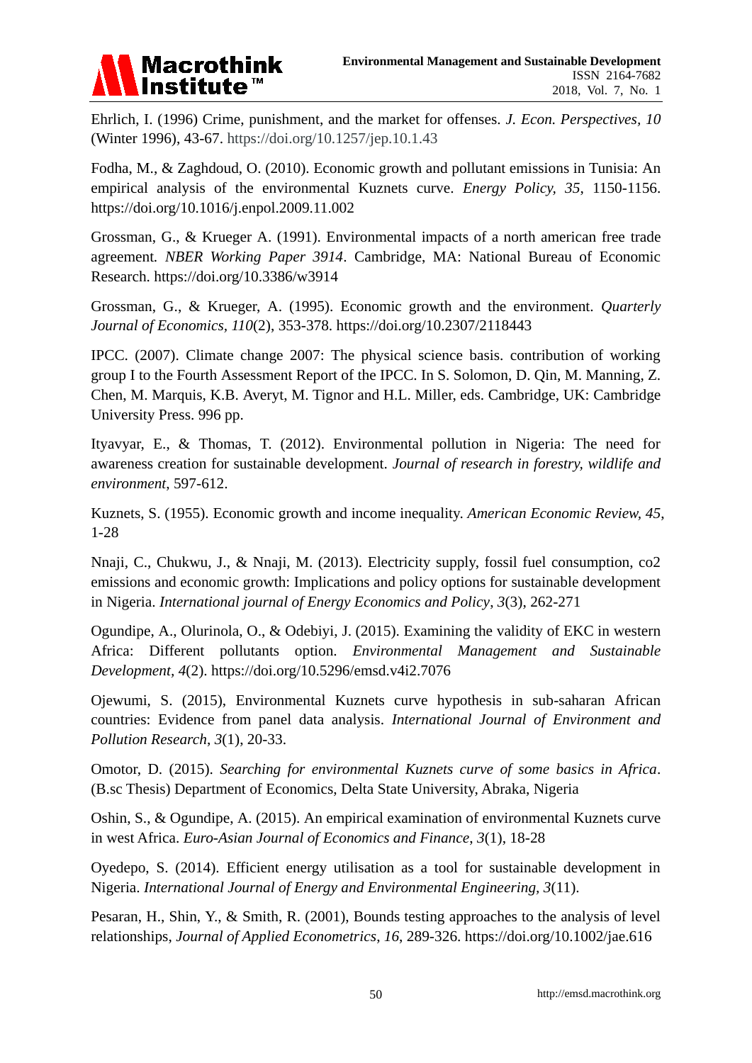Ehrlich, I. (1996) Crime, punishment, and the market for offenses. *J. Econ. Perspectives*, *10* (Winter 1996), 43-67. https://doi.org/10.1257/jep.10.1.43

Fodha, M., & Zaghdoud, O. (2010). Economic growth and pollutant emissions in Tunisia: An empirical analysis of the environmental Kuznets curve. *Energy Policy*, *35*, 1150-1156. https://doi.org/10.1016/j.enpol.2009.11.002

Grossman, G., & Krueger A. (1991). Environmental impacts of a north american free trade agreement. *NBER Working Paper 3914*. Cambridge, MA: National Bureau of Economic Research. https://doi.org/10.3386/w3914

Grossman, G., & Krueger, A. (1995). Economic growth and the environment. *Quarterly Journal of Economics*, *110*(2), 353-378. https://doi.org/10.2307/2118443

IPCC. (2007). Climate change 2007: The physical science basis. contribution of working group I to the Fourth Assessment Report of the IPCC. In S. Solomon, D. Qin, M. Manning, Z. Chen, M. Marquis, K.B. Averyt, M. Tignor and H.L. Miller, eds. Cambridge, UK: Cambridge University Press. 996 pp.

Ityavyar, E., & Thomas, T. (2012). Environmental pollution in Nigeria: The need for awareness creation for sustainable development. *Journal of research in forestry, wildlife and environment*, 597-612.

Kuznets, S. (1955). Economic growth and income inequality. *American Economic Review, 45*, 1-28

Nnaji, C., Chukwu, J., & Nnaji, M. (2013). Electricity supply, fossil fuel consumption, co2 emissions and economic growth: Implications and policy options for sustainable development in Nigeria. *International journal of Energy Economics and Policy, 3*(3), 262-271

Ogundipe, A., Olurinola, O., & Odebiyi, J. (2015). Examining the validity of EKC in western Africa: Different pollutants option. *Environmental Management and Sustainable Development, 4*(2). https://doi.org/10.5296/emsd.v4i2.7076

Ojewumi, S. (2015), Environmental Kuznets curve hypothesis in sub-saharan African countries: Evidence from panel data analysis. *International Journal of Environment and Pollution Research*, *3*(1), 20-33.

Omotor, D. (2015). *Searching for environmental Kuznets curve of some basics in Africa*. (B.sc Thesis) Department of Economics, Delta State University, Abraka, Nigeria

Oshin, S., & Ogundipe, A. (2015). An empirical examination of environmental Kuznets curve in west Africa. *Euro-Asian Journal of Economics and Finance*, *3*(1), 18-28

Oyedepo, S. (2014). Efficient energy utilisation as a tool for sustainable development in Nigeria. *International Journal of Energy and Environmental Engineering*, *3*(11).

Pesaran, H., Shin, Y., & Smith, R. (2001), Bounds testing approaches to the analysis of level relationships, *Journal of Applied Econometrics*, *16*, 289-326. https://doi.org/10.1002/jae.616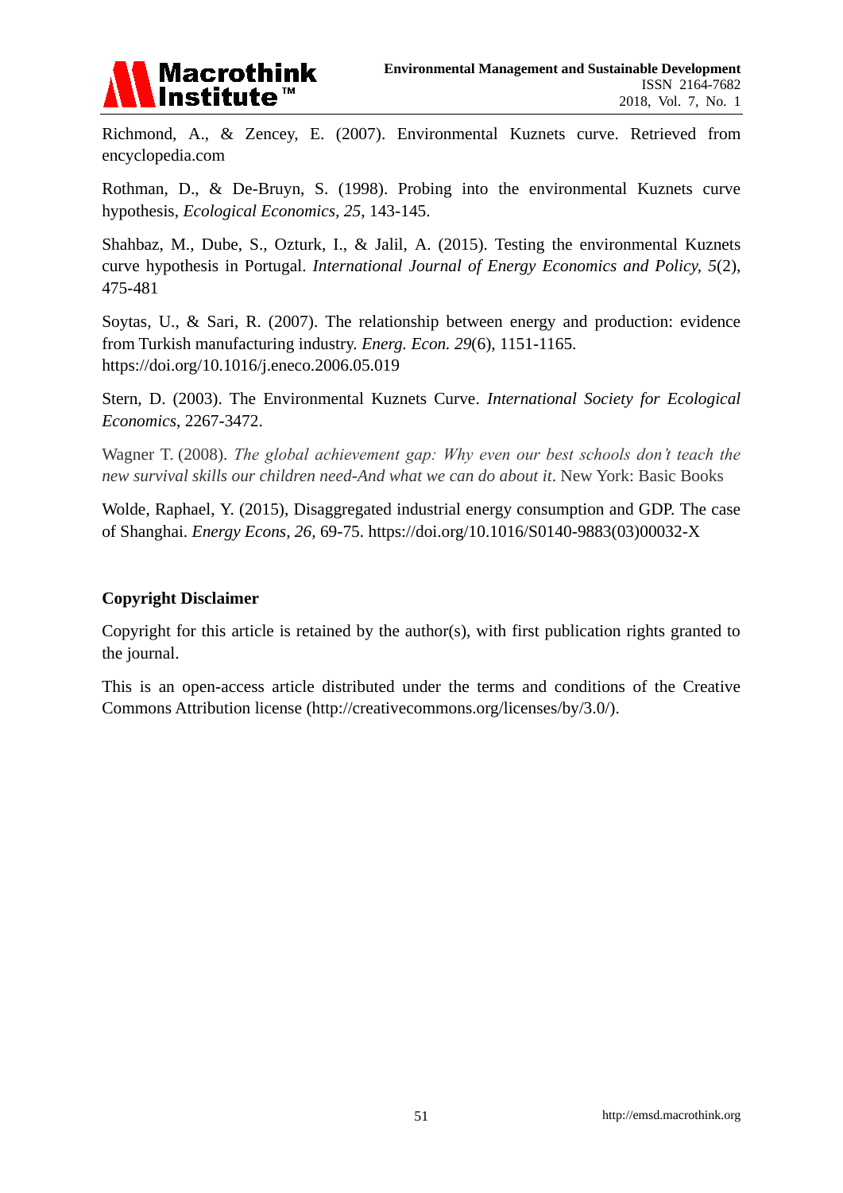Richmond, A., & Zencey, E. (2007). Environmental Kuznets curve. Retrieved from encyclopedia.com

Rothman, D., & De-Bruyn, S. (1998). Probing into the environmental Kuznets curve hypothesis, *Ecological Economics, 25,* 143-145.

Shahbaz, M., Dube, S., Ozturk, I., & Jalil, A. (2015). Testing the environmental Kuznets curve hypothesis in Portugal. *International Journal of Energy Economics and Policy, 5*(2), 475-481

Soytas, U., & Sari, R. (2007). The relationship between energy and production: evidence from Turkish manufacturing industry. *Energ. Econ. 29*(6), 1151-1165. https://doi.org/10.1016/j.eneco.2006.05.019

Stern, D. (2003). The Environmental Kuznets Curve. *International Society for Ecological Economics*, 2267-3472.

Wagner T. (2008). *The global achievement gap: Why even our best schools don't teach the new survival skills our children need-And what we can do about it*. New York: Basic Books

Wolde, Raphael, Y. (2015), Disaggregated industrial energy consumption and GDP. The case of Shanghai. *Energy Econs, 26,* 69-75. https://doi.org/10.1016/S0140-9883(03)00032-X

## Copyright Disclaimer

Copyright for this article is retained by the author(s), with first publication rights granted to the journal.

This is an open-access article distributed under the terms and conditions of the Creative Commons Attribution license (http://creativecommons.org/licenses/by/3.0/).